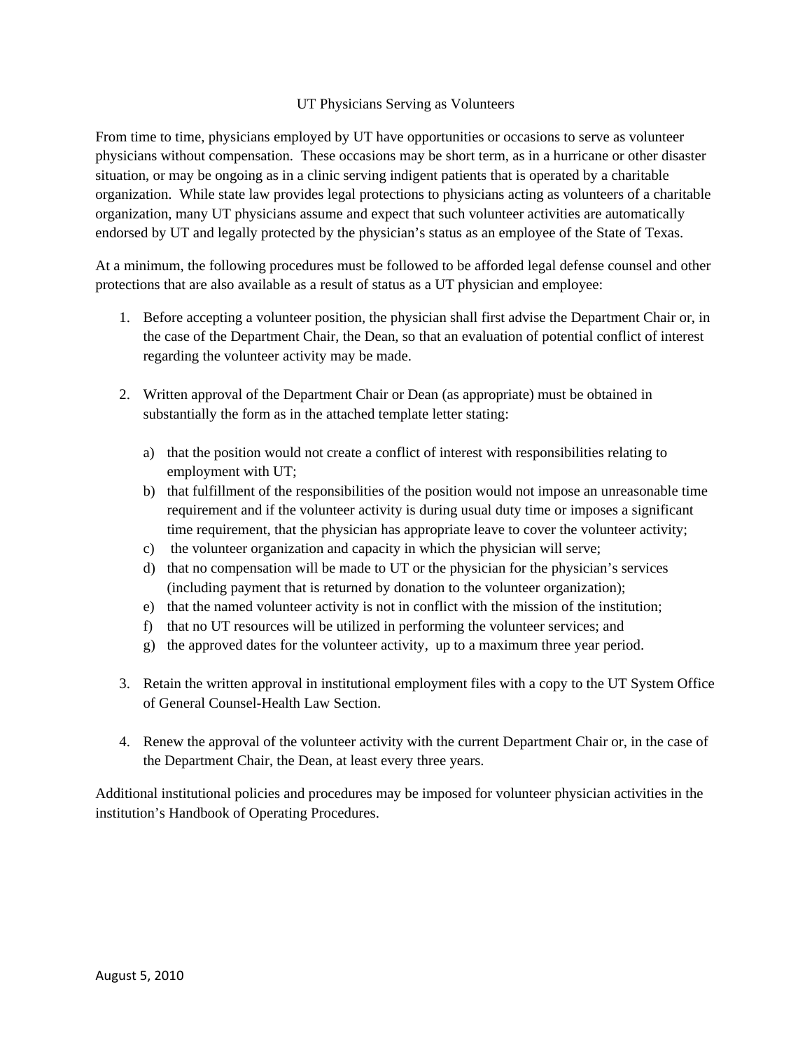# UT Physicians Serving as Volunteers

From time to time, physicians employed by UT have opportunities or occasions to serve as volunteer physicians without compensation. These occasions may be short term, as in a hurricane or other disaster situation, or may be ongoing as in a clinic serving indigent patients that is operated by a charitable organization. While state law provides legal protections to physicians acting as volunteers of a charitable organization, many UT physicians assume and expect that such volunteer activities are automatically endorsed by UT and legally protected by the physician's status as an employee of the State of Texas.

At a minimum, the following procedures must be followed to be afforded legal defense counsel and other protections that are also available as a result of status as a UT physician and employee:

1. Before accepting a volunteer position, the physician shall first advise the Department Chair or, in the case of the Department Chair, the Dean, so that an evaluation of potential conflict of interest regarding the volunteer activity may be made.

2. Written approval of the Department Chair or Dean (as appropriate) must be obtained in substantially the form as in the attached template letter stating:

   a) that the position would not create a conflict of interest with responsibilities relating to employment with UT;
   b) that fulfillment of the responsibilities of the position would not impose an unreasonable time requirement and if the volunteer activity is during usual duty time or imposes a significant time requirement, that the physician has appropriate leave to cover the volunteer activity;
   c) the volunteer organization and capacity in which the physician will serve;
   d) that no compensation will be made to UT or the physician for the physician's services (including payment that is returned by donation to the volunteer organization);
   e) that the named volunteer activity is not in conflict with the mission of the institution;
   f) that no UT resources will be utilized in performing the volunteer services; and
   g) the approved dates for the volunteer activity, up to a maximum three year period.

3. Retain the written approval in institutional employment files with a copy to the UT System Office of General Counsel-Health Law Section.

4. Renew the approval of the volunteer activity with the current Department Chair or, in the case of the Department Chair, the Dean, at least every three years.

Additional institutional policies and procedures may be imposed for volunteer physician activities in the institution's Handbook of Operating Procedures.

August 5, 2010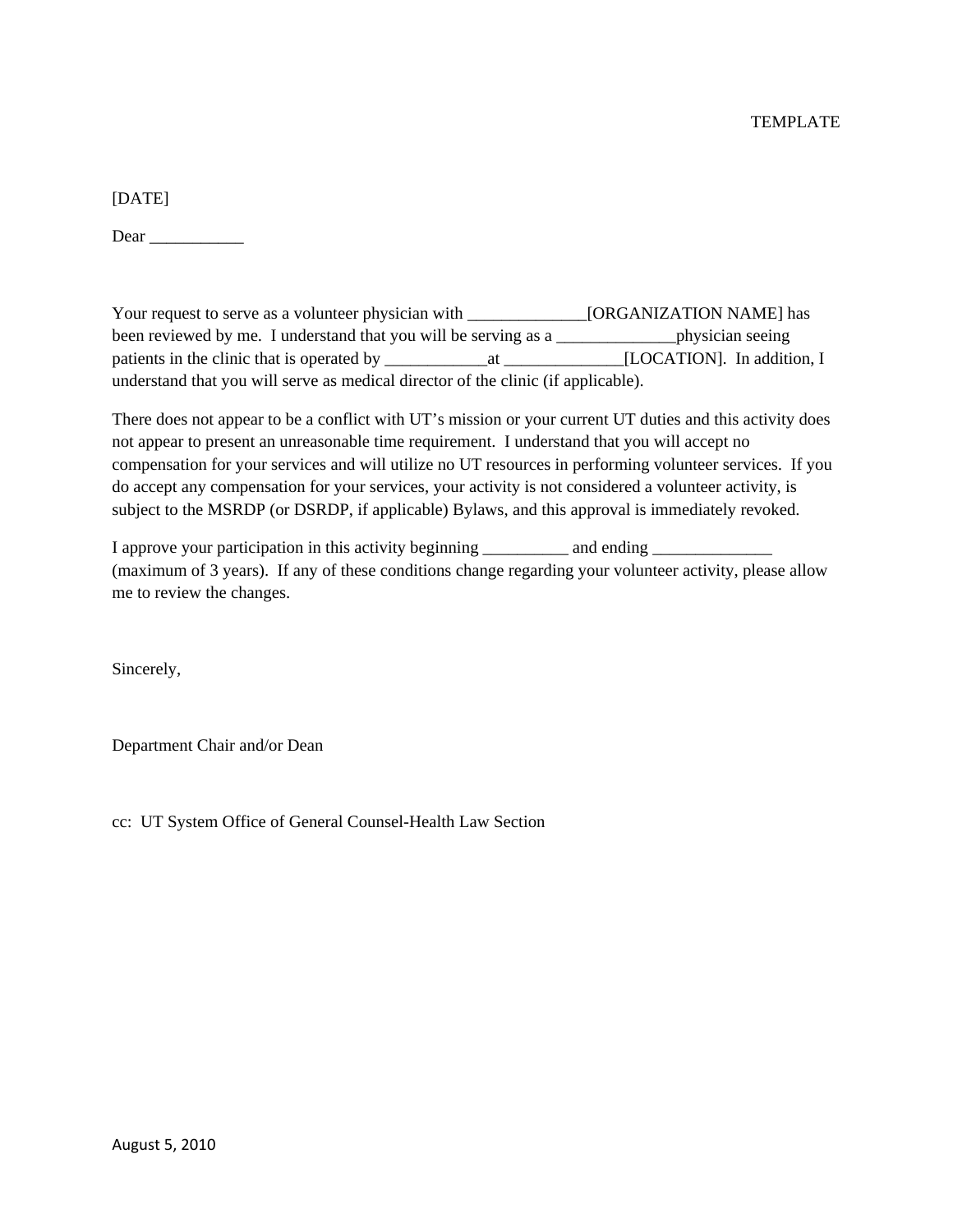TEMPLATE

[DATE]

Dear ___________

Your request to serve as a volunteer physician with _____________[ORGANIZATION NAME] has been reviewed by me. I understand that you will be serving as a _____________physician seeing patients in the clinic that is operated by ___________at _____________[LOCATION]. In addition, I understand that you will serve as medical director of the clinic (if applicable).

There does not appear to be a conflict with UT's mission or your current UT duties and this activity does not appear to present an unreasonable time requirement. I understand that you will accept no compensation for your services and will utilize no UT resources in performing volunteer services. If you do accept any compensation for your services, your activity is not considered a volunteer activity, is subject to the MSRDP (or DSRDP, if applicable) Bylaws, and this approval is immediately revoked.

I approve your participation in this activity beginning __________ and ending _____________ (maximum of 3 years). If any of these conditions change regarding your volunteer activity, please allow me to review the changes.

Sincerely,

Department Chair and/or Dean

cc: UT System Office of General Counsel-Health Law Section

August 5, 2010